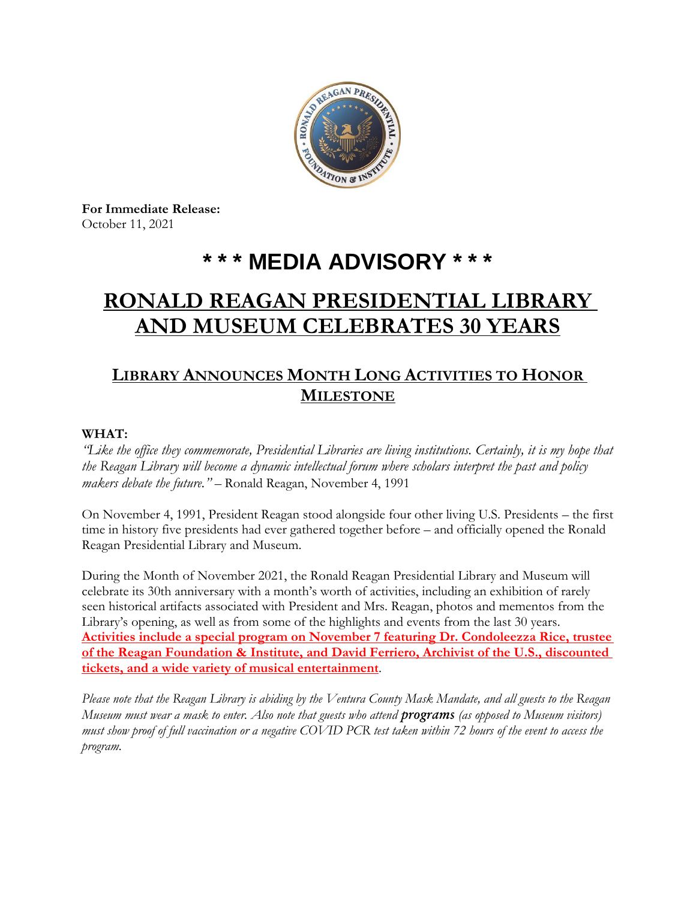**For Immediate Release:**
October 11, 2021

# * * * MEDIA ADVISORY * * *

# RONALD REAGAN PRESIDENTIAL LIBRARY AND MUSEUM CELEBRATES 30 YEARS

## LIBRARY ANNOUNCES MONTH LONG ACTIVITIES TO HONOR MILESTONE

**WHAT:**

*"Like the office they commemorate, Presidential Libraries are living institutions. Certainly, it is my hope that the Reagan Library will become a dynamic intellectual forum where scholars interpret the past and policy makers debate the future."* – Ronald Reagan, November 4, 1991

On November 4, 1991, President Reagan stood alongside four other living U.S. Presidents – the first time in history five presidents had ever gathered together before – and officially opened the Ronald Reagan Presidential Library and Museum.

During the Month of November 2021, the Ronald Reagan Presidential Library and Museum will celebrate its 30th anniversary with a month's worth of activities, including an exhibition of rarely seen historical artifacts associated with President and Mrs. Reagan, photos and mementos from the Library's opening, as well as from some of the highlights and events from the last 30 years. **Activities include a special program on November 7 featuring Dr. Condoleezza Rice, trustee of the Reagan Foundation & Institute, and David Ferriero, Archivist of the U.S., discounted tickets, and a wide variety of musical entertainment**.

*Please note that the Reagan Library is abiding by the Ventura County Mask Mandate, and all guests to the Reagan Museum must wear a mask to enter. Also note that guests who attend **programs** (as opposed to Museum visitors) must show proof of full vaccination or a negative COVID PCR test taken within 72 hours of the event to access the program.*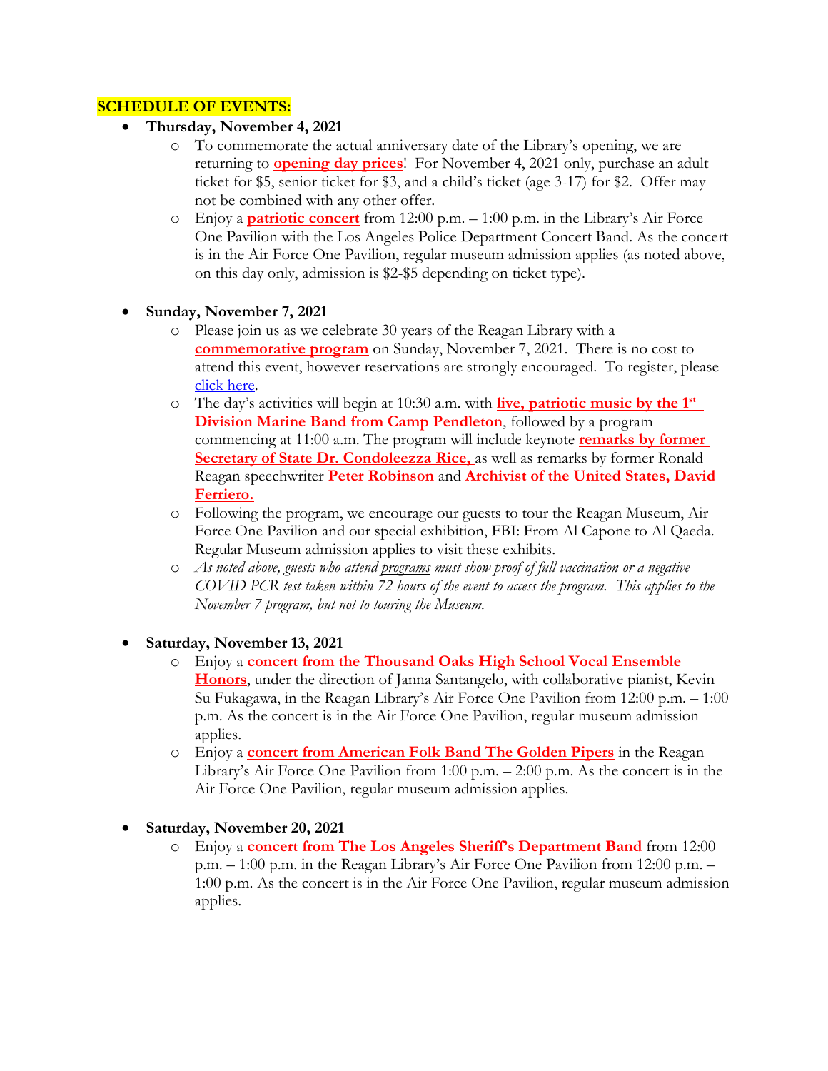**SCHEDULE OF EVENTS:**

- **Thursday, November 4, 2021**
  - To commemorate the actual anniversary date of the Library's opening, we are returning to **opening day prices**! For November 4, 2021 only, purchase an adult ticket for $5, senior ticket for $3, and a child's ticket (age 3-17) for $2. Offer may not be combined with any other offer.
  - Enjoy a **patriotic concert** from 12:00 p.m. – 1:00 p.m. in the Library's Air Force One Pavilion with the Los Angeles Police Department Concert Band. As the concert is in the Air Force One Pavilion, regular museum admission applies (as noted above, on this day only, admission is $2-$5 depending on ticket type).

- **Sunday, November 7, 2021**
  - Please join us as we celebrate 30 years of the Reagan Library with a **commemorative program** on Sunday, November 7, 2021. There is no cost to attend this event, however reservations are strongly encouraged. To register, please click here.
  - The day's activities will begin at 10:30 a.m. with **live, patriotic music by the 1st Division Marine Band from Camp Pendleton**, followed by a program commencing at 11:00 a.m. The program will include keynote **remarks by former Secretary of State Dr. Condoleezza Rice,** as well as remarks by former Ronald Reagan speechwriter **Peter Robinson** and **Archivist of the United States, David Ferriero.**
  - Following the program, we encourage our guests to tour the Reagan Museum, Air Force One Pavilion and our special exhibition, FBI: From Al Capone to Al Qaeda. Regular Museum admission applies to visit these exhibits.
  - *As noted above, guests who attend programs must show proof of full vaccination or a negative COVID PCR test taken within 72 hours of the event to access the program. This applies to the November 7 program, but not to touring the Museum.*

- **Saturday, November 13, 2021**
  - Enjoy a **concert from the Thousand Oaks High School Vocal Ensemble Honors**, under the direction of Janna Santangelo, with collaborative pianist, Kevin Su Fukagawa, in the Reagan Library's Air Force One Pavilion from 12:00 p.m. – 1:00 p.m. As the concert is in the Air Force One Pavilion, regular museum admission applies.
  - Enjoy a **concert from American Folk Band The Golden Pipers** in the Reagan Library's Air Force One Pavilion from 1:00 p.m. – 2:00 p.m. As the concert is in the Air Force One Pavilion, regular museum admission applies.

- **Saturday, November 20, 2021**
  - Enjoy a **concert from The Los Angeles Sheriff's Department Band** from 12:00 p.m. – 1:00 p.m. in the Reagan Library's Air Force One Pavilion from 12:00 p.m. – 1:00 p.m. As the concert is in the Air Force One Pavilion, regular museum admission applies.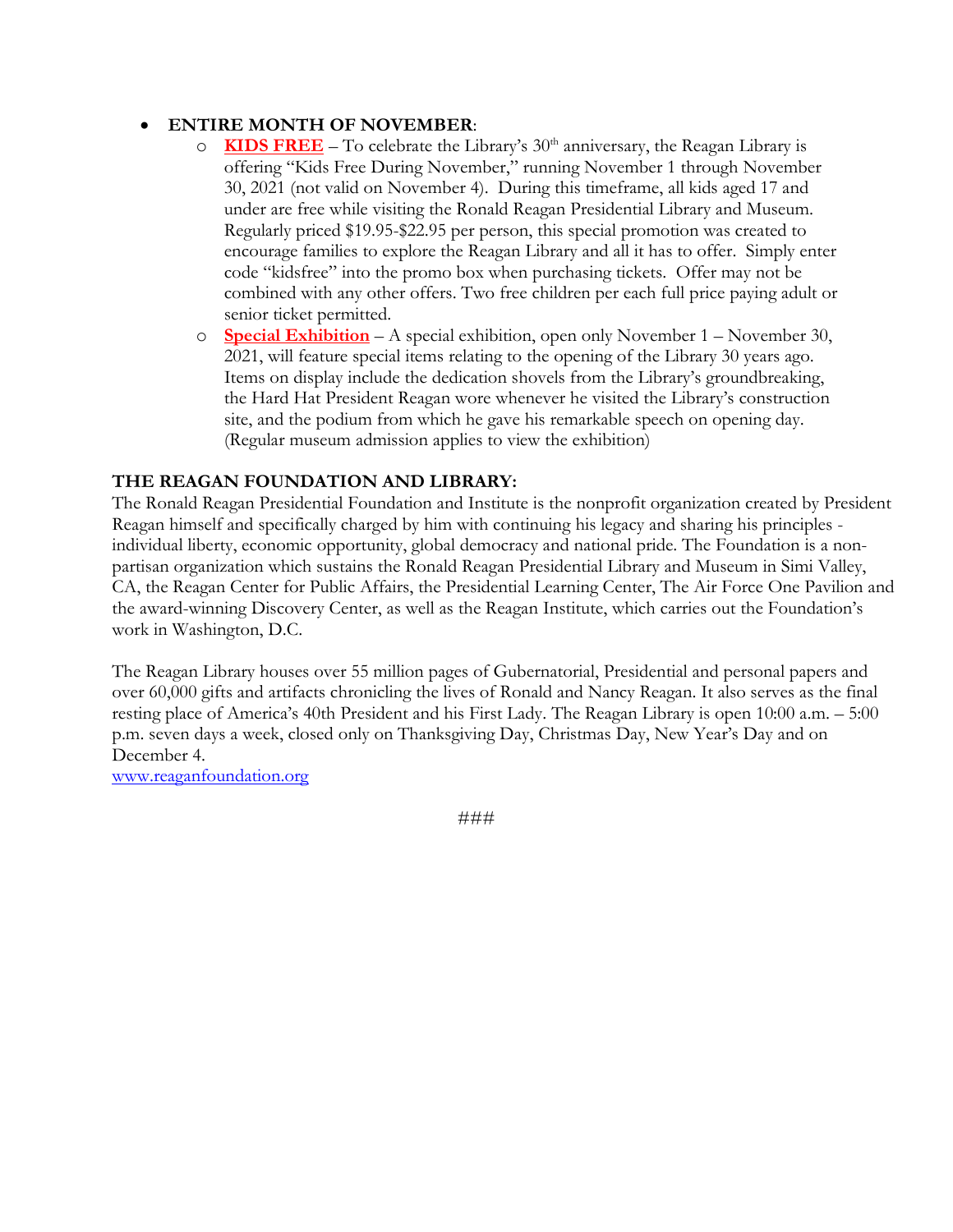- **ENTIRE MONTH OF NOVEMBER**:
  - **KIDS FREE** – To celebrate the Library's 30th anniversary, the Reagan Library is offering "Kids Free During November," running November 1 through November 30, 2021 (not valid on November 4). During this timeframe, all kids aged 17 and under are free while visiting the Ronald Reagan Presidential Library and Museum. Regularly priced $19.95-$22.95 per person, this special promotion was created to encourage families to explore the Reagan Library and all it has to offer. Simply enter code "kidsfree" into the promo box when purchasing tickets. Offer may not be combined with any other offers. Two free children per each full price paying adult or senior ticket permitted.
  - **Special Exhibition** – A special exhibition, open only November 1 – November 30, 2021, will feature special items relating to the opening of the Library 30 years ago. Items on display include the dedication shovels from the Library's groundbreaking, the Hard Hat President Reagan wore whenever he visited the Library's construction site, and the podium from which he gave his remarkable speech on opening day. (Regular museum admission applies to view the exhibition)

**THE REAGAN FOUNDATION AND LIBRARY:**

The Ronald Reagan Presidential Foundation and Institute is the nonprofit organization created by President Reagan himself and specifically charged by him with continuing his legacy and sharing his principles - individual liberty, economic opportunity, global democracy and national pride. The Foundation is a non-partisan organization which sustains the Ronald Reagan Presidential Library and Museum in Simi Valley, CA, the Reagan Center for Public Affairs, the Presidential Learning Center, The Air Force One Pavilion and the award-winning Discovery Center, as well as the Reagan Institute, which carries out the Foundation's work in Washington, D.C.

The Reagan Library houses over 55 million pages of Gubernatorial, Presidential and personal papers and over 60,000 gifts and artifacts chronicling the lives of Ronald and Nancy Reagan. It also serves as the final resting place of America's 40th President and his First Lady. The Reagan Library is open 10:00 a.m. – 5:00 p.m. seven days a week, closed only on Thanksgiving Day, Christmas Day, New Year's Day and on December 4.

www.reaganfoundation.org

###